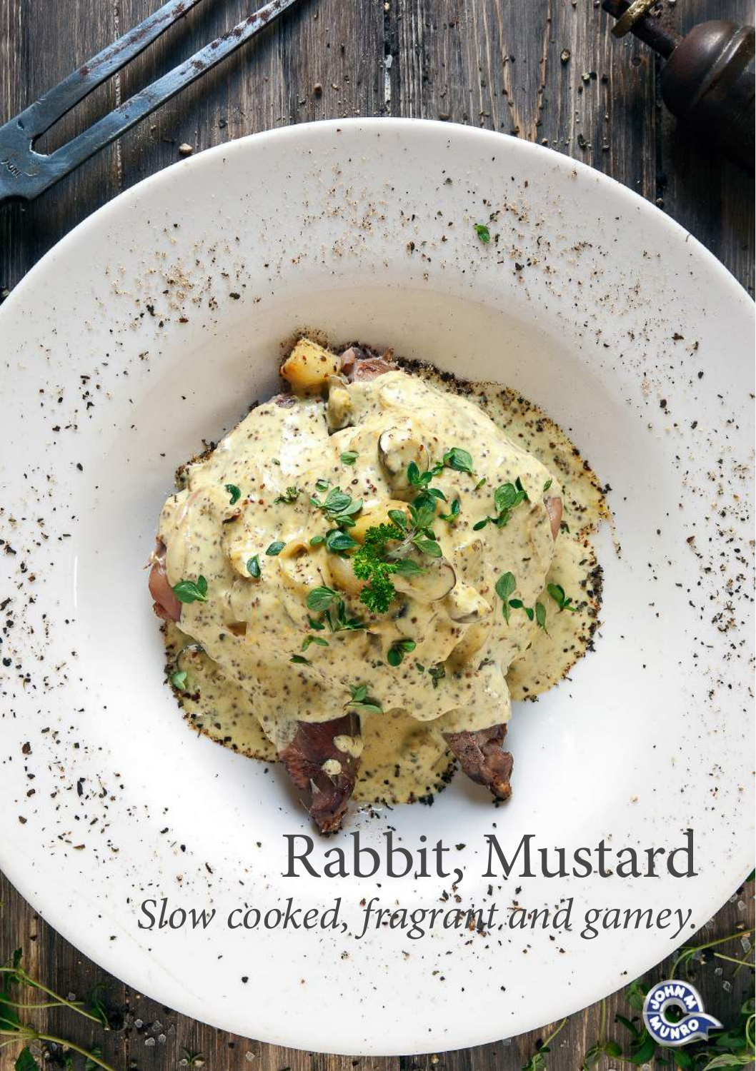# Rabbit, Mustard

*Slow cooked, fragrant and gamey.*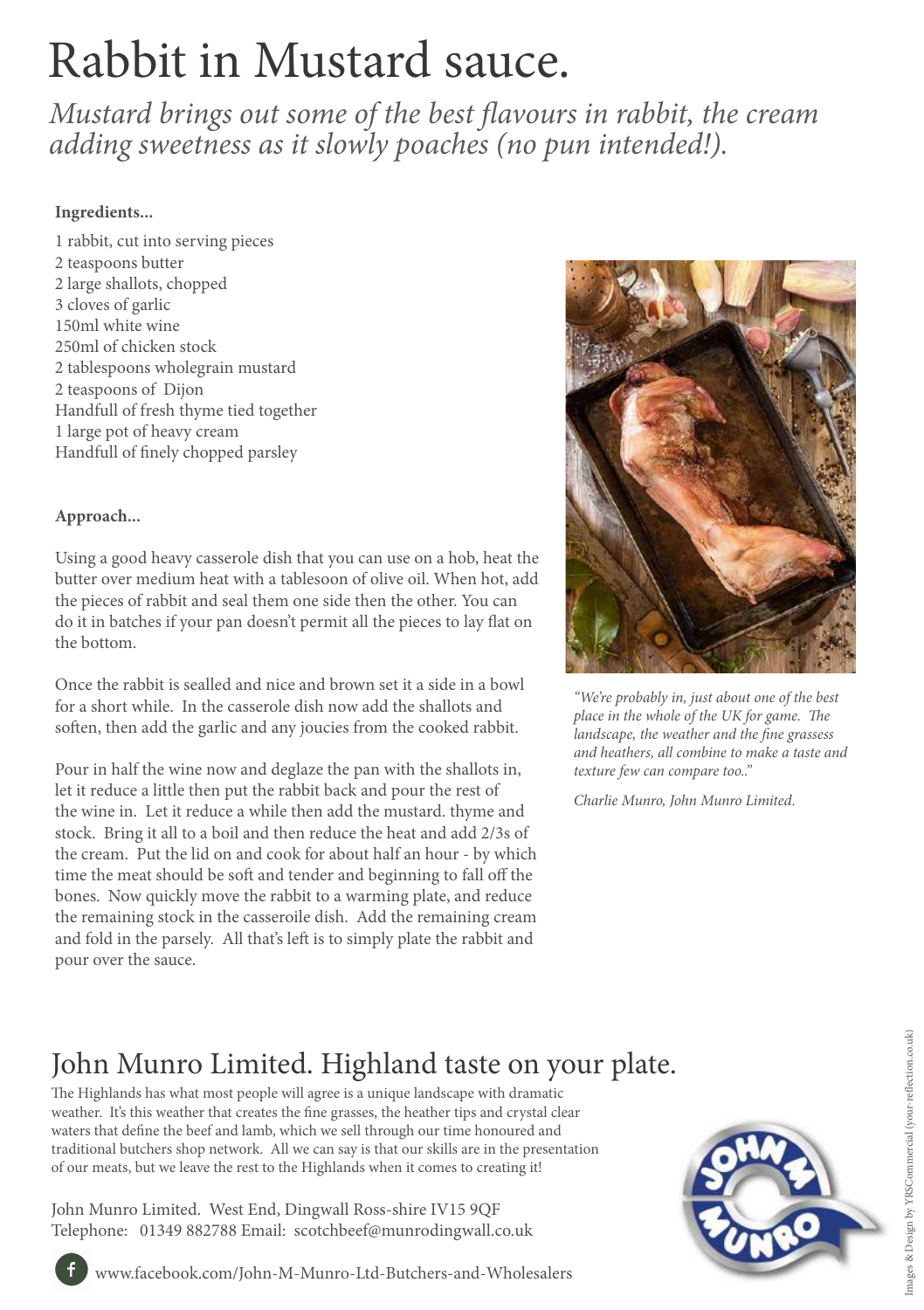# Rabbit in Mustard sauce.

*Mustard brings out some of the best flavours in rabbit, the cream adding sweetness as it slowly poaches (no pun intended!).*

**Ingredients...**

1 rabbit, cut into serving pieces
2 teaspoons butter
2 large shallots, chopped
3 cloves of garlic
150ml white wine
250ml of chicken stock
2 tablespoons wholegrain mustard
2 teaspoons of Dijon
Handfull of fresh thyme tied together
1 large pot of heavy cream
Handfull of finely chopped parsley

**Approach...**

Using a good heavy casserole dish that you can use on a hob, heat the butter over medium heat with a tablesoon of olive oil. When hot, add the pieces of rabbit and seal them one side then the other. You can do it in batches if your pan doesn't permit all the pieces to lay flat on the bottom.

Once the rabbit is sealled and nice and brown set it a side in a bowl for a short while. In the casserole dish now add the shallots and soften, then add the garlic and any joucies from the cooked rabbit.

Pour in half the wine now and deglaze the pan with the shallots in, let it reduce a little then put the rabbit back and pour the rest of the wine in. Let it reduce a while then add the mustard. thyme and stock. Bring it all to a boil and then reduce the heat and add 2/3s of the cream. Put the lid on and cook for about half an hour - by which time the meat should be soft and tender and beginning to fall off the bones. Now quickly move the rabbit to a warming plate, and reduce the remaining stock in the casseroile dish. Add the remaining cream and fold in the parsely. All that's left is to simply plate the rabbit and pour over the sauce.

*"We're probably in, just about one of the best place in the whole of the UK for game. The landscape, the weather and the fine grassess and heathers, all combine to make a taste and texture few can compare too.."*

*Charlie Munro, John Munro Limited.*

## John Munro Limited. Highland taste on your plate.

The Highlands has what most people will agree is a unique landscape with dramatic weather. It's this weather that creates the fine grasses, the heather tips and crystal clear waters that define the beef and lamb, which we sell through our time honoured and traditional butchers shop network. All we can say is that our skills are in the presentation of our meats, but we leave the rest to the Highlands when it comes to creating it!

John Munro Limited. West End, Dingwall Ross-shire IV15 9QF
Telephone: 01349 882788 Email: scotchbeef@munrodingwall.co.uk

www.facebook.com/John-M-Munro-Ltd-Butchers-and-Wholesalers

Images & Design by YRSCommercial (your-reflection.co.uk)